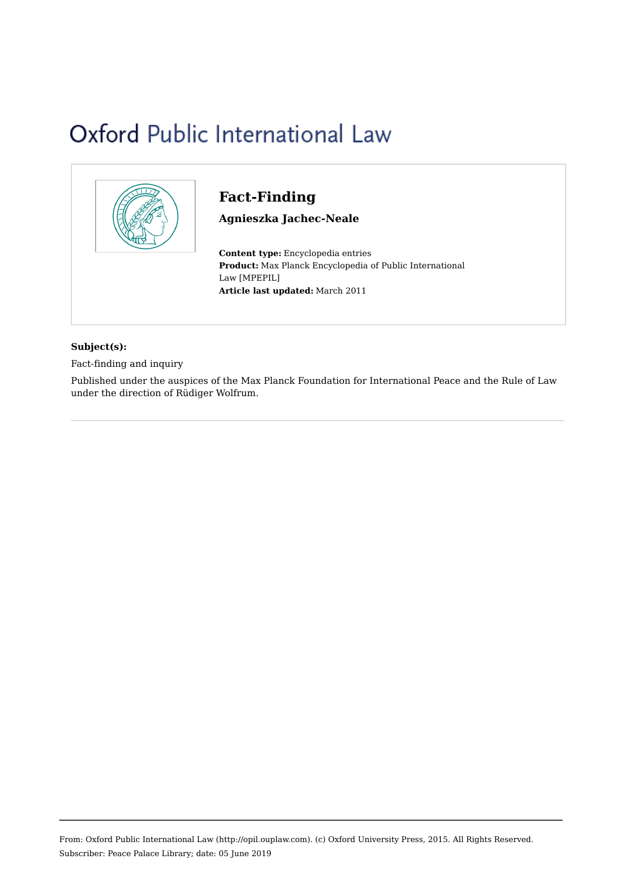Oxford Public International Law

# Fact-Finding

**Agnieszka Jachec-Neale**

**Content type:** Encyclopedia entries
**Product:** Max Planck Encyclopedia of Public International Law [MPEPIL]
**Article last updated:** March 2011

**Subject(s):**

Fact-finding and inquiry

Published under the auspices of the Max Planck Foundation for International Peace and the Rule of Law under the direction of Rüdiger Wolfrum.

---

From: Oxford Public International Law (http://opil.ouplaw.com). (c) Oxford University Press, 2015. All Rights Reserved.
Subscriber: Peace Palace Library; date: 05 June 2019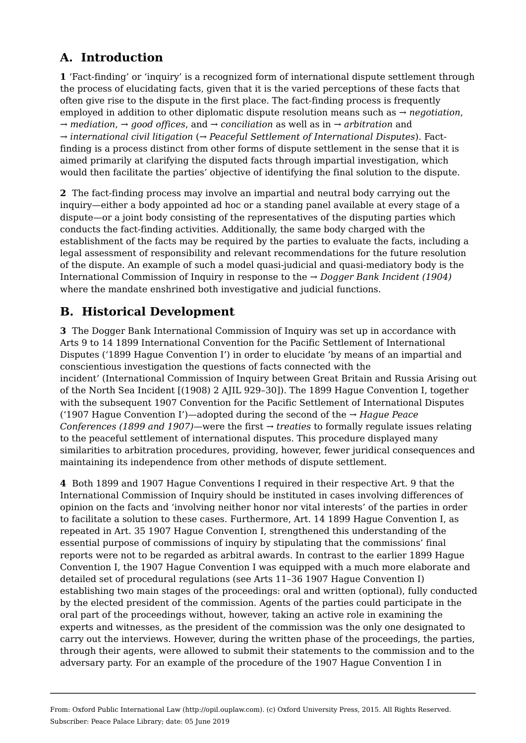## A. Introduction

**1** 'Fact-finding' or 'inquiry' is a recognized form of international dispute settlement through the process of elucidating facts, given that it is the varied perceptions of these facts that often give rise to the dispute in the first place. The fact-finding process is frequently employed in addition to other diplomatic dispute resolution means such as → *negotiation*, → *mediation*, → *good offices*, and → *conciliation* as well as in → *arbitration* and → *international civil litigation* (→ *Peaceful Settlement of International Disputes*). Fact-finding is a process distinct from other forms of dispute settlement in the sense that it is aimed primarily at clarifying the disputed facts through impartial investigation, which would then facilitate the parties' objective of identifying the final solution to the dispute.

**2** The fact-finding process may involve an impartial and neutral body carrying out the inquiry—either a body appointed ad hoc or a standing panel available at every stage of a dispute—or a joint body consisting of the representatives of the disputing parties which conducts the fact-finding activities. Additionally, the same body charged with the establishment of the facts may be required by the parties to evaluate the facts, including a legal assessment of responsibility and relevant recommendations for the future resolution of the dispute. An example of such a model quasi-judicial and quasi-mediatory body is the International Commission of Inquiry in response to the → *Dogger Bank Incident (1904)* where the mandate enshrined both investigative and judicial functions.

## B. Historical Development

**3** The Dogger Bank International Commission of Inquiry was set up in accordance with Arts 9 to 14 1899 International Convention for the Pacific Settlement of International Disputes ('1899 Hague Convention I') in order to elucidate 'by means of an impartial and conscientious investigation the questions of facts connected with the incident' (International Commission of Inquiry between Great Britain and Russia Arising out of the North Sea Incident [(1908) 2 AJIL 929–30]). The 1899 Hague Convention I, together with the subsequent 1907 Convention for the Pacific Settlement of International Disputes ('1907 Hague Convention I')—adopted during the second of the → *Hague Peace Conferences (1899 and 1907)*—were the first → *treaties* to formally regulate issues relating to the peaceful settlement of international disputes. This procedure displayed many similarities to arbitration procedures, providing, however, fewer juridical consequences and maintaining its independence from other methods of dispute settlement.

**4** Both 1899 and 1907 Hague Conventions I required in their respective Art. 9 that the International Commission of Inquiry should be instituted in cases involving differences of opinion on the facts and 'involving neither honor nor vital interests' of the parties in order to facilitate a solution to these cases. Furthermore, Art. 14 1899 Hague Convention I, as repeated in Art. 35 1907 Hague Convention I, strengthened this understanding of the essential purpose of commissions of inquiry by stipulating that the commissions' final reports were not to be regarded as arbitral awards. In contrast to the earlier 1899 Hague Convention I, the 1907 Hague Convention I was equipped with a much more elaborate and detailed set of procedural regulations (see Arts 11–36 1907 Hague Convention I) establishing two main stages of the proceedings: oral and written (optional), fully conducted by the elected president of the commission. Agents of the parties could participate in the oral part of the proceedings without, however, taking an active role in examining the experts and witnesses, as the president of the commission was the only one designated to carry out the interviews. However, during the written phase of the proceedings, the parties, through their agents, were allowed to submit their statements to the commission and to the adversary party. For an example of the procedure of the 1907 Hague Convention I in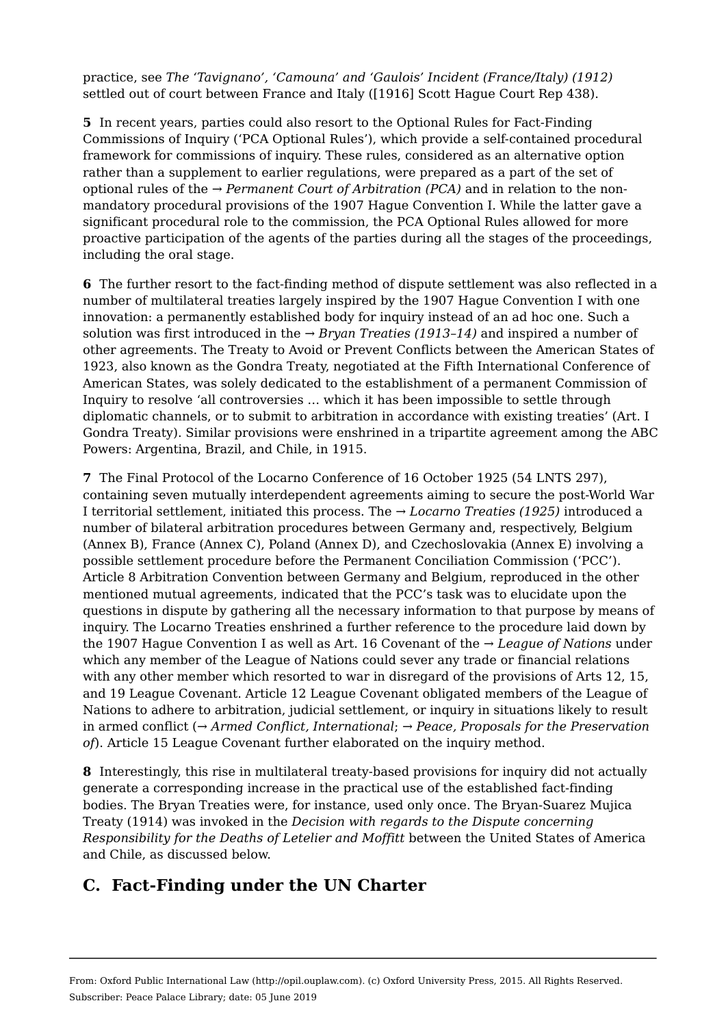practice, see *The 'Tavignano', 'Camouna' and 'Gaulois' Incident (France/Italy) (1912)* settled out of court between France and Italy ([1916] Scott Hague Court Rep 438).

**5** In recent years, parties could also resort to the Optional Rules for Fact-Finding Commissions of Inquiry ('PCA Optional Rules'), which provide a self-contained procedural framework for commissions of inquiry. These rules, considered as an alternative option rather than a supplement to earlier regulations, were prepared as a part of the set of optional rules of the → *Permanent Court of Arbitration (PCA)* and in relation to the non-mandatory procedural provisions of the 1907 Hague Convention I. While the latter gave a significant procedural role to the commission, the PCA Optional Rules allowed for more proactive participation of the agents of the parties during all the stages of the proceedings, including the oral stage.

**6** The further resort to the fact-finding method of dispute settlement was also reflected in a number of multilateral treaties largely inspired by the 1907 Hague Convention I with one innovation: a permanently established body for inquiry instead of an ad hoc one. Such a solution was first introduced in the → *Bryan Treaties (1913–14)* and inspired a number of other agreements. The Treaty to Avoid or Prevent Conflicts between the American States of 1923, also known as the Gondra Treaty, negotiated at the Fifth International Conference of American States, was solely dedicated to the establishment of a permanent Commission of Inquiry to resolve 'all controversies … which it has been impossible to settle through diplomatic channels, or to submit to arbitration in accordance with existing treaties' (Art. I Gondra Treaty). Similar provisions were enshrined in a tripartite agreement among the ABC Powers: Argentina, Brazil, and Chile, in 1915.

**7** The Final Protocol of the Locarno Conference of 16 October 1925 (54 LNTS 297), containing seven mutually interdependent agreements aiming to secure the post-World War I territorial settlement, initiated this process. The → *Locarno Treaties (1925)* introduced a number of bilateral arbitration procedures between Germany and, respectively, Belgium (Annex B), France (Annex C), Poland (Annex D), and Czechoslovakia (Annex E) involving a possible settlement procedure before the Permanent Conciliation Commission ('PCC'). Article 8 Arbitration Convention between Germany and Belgium, reproduced in the other mentioned mutual agreements, indicated that the PCC's task was to elucidate upon the questions in dispute by gathering all the necessary information to that purpose by means of inquiry. The Locarno Treaties enshrined a further reference to the procedure laid down by the 1907 Hague Convention I as well as Art. 16 Covenant of the → *League of Nations* under which any member of the League of Nations could sever any trade or financial relations with any other member which resorted to war in disregard of the provisions of Arts 12, 15, and 19 League Covenant. Article 12 League Covenant obligated members of the League of Nations to adhere to arbitration, judicial settlement, or inquiry in situations likely to result in armed conflict (→ *Armed Conflict, International*; → *Peace, Proposals for the Preservation of*). Article 15 League Covenant further elaborated on the inquiry method.

**8** Interestingly, this rise in multilateral treaty-based provisions for inquiry did not actually generate a corresponding increase in the practical use of the established fact-finding bodies. The Bryan Treaties were, for instance, used only once. The Bryan-Suarez Mujica Treaty (1914) was invoked in the *Decision with regards to the Dispute concerning Responsibility for the Deaths of Letelier and Moffitt* between the United States of America and Chile, as discussed below.

## C. Fact-Finding under the UN Charter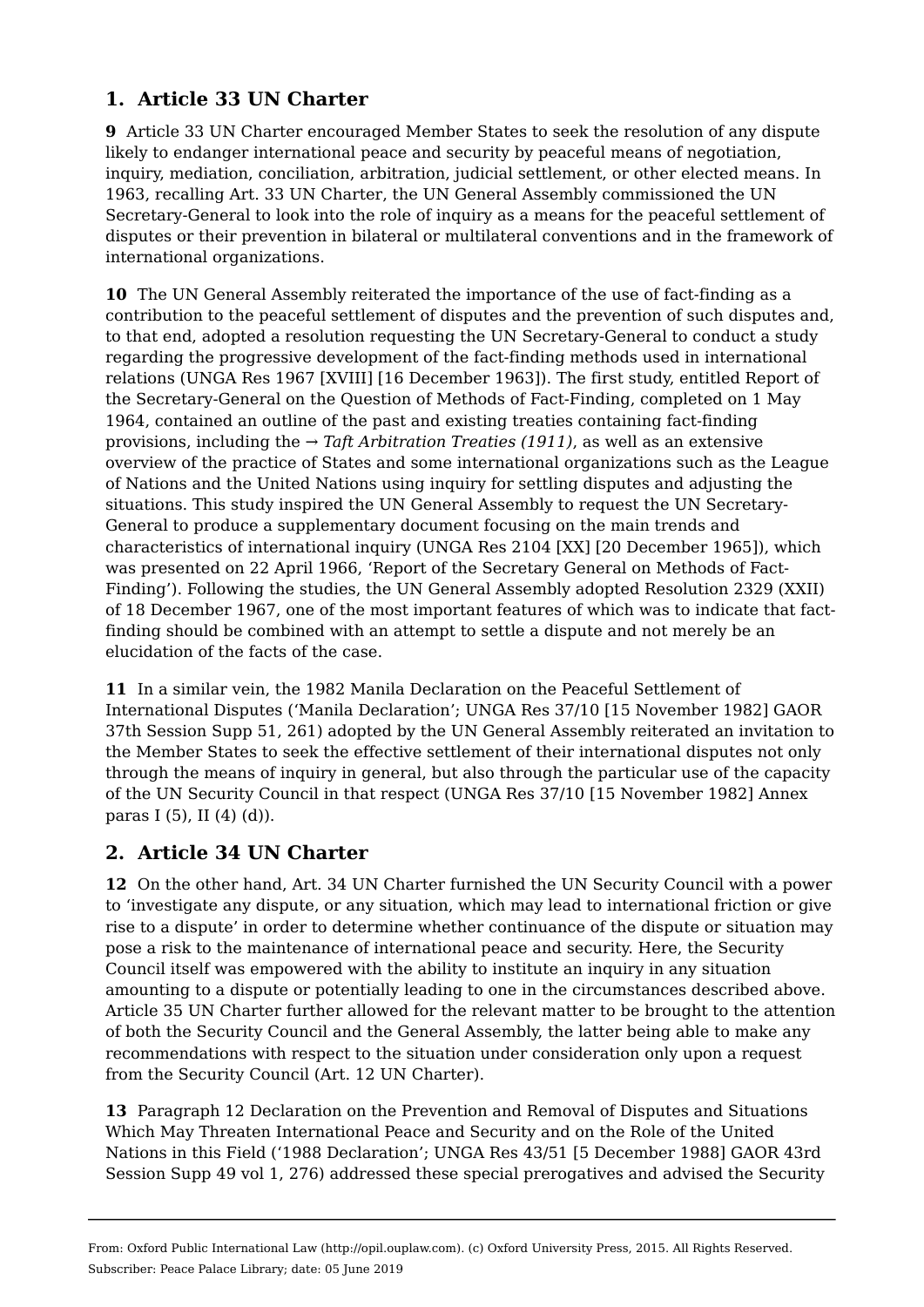## 1. Article 33 UN Charter

**9** Article 33 UN Charter encouraged Member States to seek the resolution of any dispute likely to endanger international peace and security by peaceful means of negotiation, inquiry, mediation, conciliation, arbitration, judicial settlement, or other elected means. In 1963, recalling Art. 33 UN Charter, the UN General Assembly commissioned the UN Secretary-General to look into the role of inquiry as a means for the peaceful settlement of disputes or their prevention in bilateral or multilateral conventions and in the framework of international organizations.

**10** The UN General Assembly reiterated the importance of the use of fact-finding as a contribution to the peaceful settlement of disputes and the prevention of such disputes and, to that end, adopted a resolution requesting the UN Secretary-General to conduct a study regarding the progressive development of the fact-finding methods used in international relations (UNGA Res 1967 [XVIII] [16 December 1963]). The first study, entitled Report of the Secretary-General on the Question of Methods of Fact-Finding, completed on 1 May 1964, contained an outline of the past and existing treaties containing fact-finding provisions, including the → *Taft Arbitration Treaties (1911)*, as well as an extensive overview of the practice of States and some international organizations such as the League of Nations and the United Nations using inquiry for settling disputes and adjusting the situations. This study inspired the UN General Assembly to request the UN Secretary-General to produce a supplementary document focusing on the main trends and characteristics of international inquiry (UNGA Res 2104 [XX] [20 December 1965]), which was presented on 22 April 1966, 'Report of the Secretary General on Methods of Fact-Finding'). Following the studies, the UN General Assembly adopted Resolution 2329 (XXII) of 18 December 1967, one of the most important features of which was to indicate that fact-finding should be combined with an attempt to settle a dispute and not merely be an elucidation of the facts of the case.

**11** In a similar vein, the 1982 Manila Declaration on the Peaceful Settlement of International Disputes ('Manila Declaration'; UNGA Res 37/10 [15 November 1982] GAOR 37th Session Supp 51, 261) adopted by the UN General Assembly reiterated an invitation to the Member States to seek the effective settlement of their international disputes not only through the means of inquiry in general, but also through the particular use of the capacity of the UN Security Council in that respect (UNGA Res 37/10 [15 November 1982] Annex paras I (5), II (4) (d)).

## 2. Article 34 UN Charter

**12** On the other hand, Art. 34 UN Charter furnished the UN Security Council with a power to 'investigate any dispute, or any situation, which may lead to international friction or give rise to a dispute' in order to determine whether continuance of the dispute or situation may pose a risk to the maintenance of international peace and security. Here, the Security Council itself was empowered with the ability to institute an inquiry in any situation amounting to a dispute or potentially leading to one in the circumstances described above. Article 35 UN Charter further allowed for the relevant matter to be brought to the attention of both the Security Council and the General Assembly, the latter being able to make any recommendations with respect to the situation under consideration only upon a request from the Security Council (Art. 12 UN Charter).

**13** Paragraph 12 Declaration on the Prevention and Removal of Disputes and Situations Which May Threaten International Peace and Security and on the Role of the United Nations in this Field ('1988 Declaration'; UNGA Res 43/51 [5 December 1988] GAOR 43rd Session Supp 49 vol 1, 276) addressed these special prerogatives and advised the Security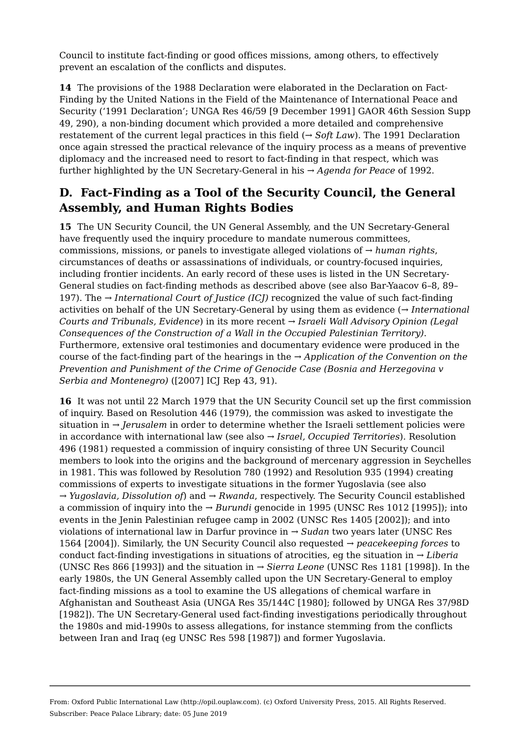Council to institute fact-finding or good offices missions, among others, to effectively prevent an escalation of the conflicts and disputes.

**14** The provisions of the 1988 Declaration were elaborated in the Declaration on Fact-Finding by the United Nations in the Field of the Maintenance of International Peace and Security ('1991 Declaration'; UNGA Res 46/59 [9 December 1991] GAOR 46th Session Supp 49, 290), a non-binding document which provided a more detailed and comprehensive restatement of the current legal practices in this field (→ *Soft Law*). The 1991 Declaration once again stressed the practical relevance of the inquiry process as a means of preventive diplomacy and the increased need to resort to fact-finding in that respect, which was further highlighted by the UN Secretary-General in his → *Agenda for Peace* of 1992.

## D. Fact-Finding as a Tool of the Security Council, the General Assembly, and Human Rights Bodies

**15** The UN Security Council, the UN General Assembly, and the UN Secretary-General have frequently used the inquiry procedure to mandate numerous committees, commissions, missions, or panels to investigate alleged violations of → *human rights*, circumstances of deaths or assassinations of individuals, or country-focused inquiries, including frontier incidents. An early record of these uses is listed in the UN Secretary-General studies on fact-finding methods as described above (see also Bar-Yaacov 6–8, 89–197). The → *International Court of Justice (ICJ)* recognized the value of such fact-finding activities on behalf of the UN Secretary-General by using them as evidence (→ *International Courts and Tribunals, Evidence*) in its more recent → *Israeli Wall Advisory Opinion (Legal Consequences of the Construction of a Wall in the Occupied Palestinian Territory)*. Furthermore, extensive oral testimonies and documentary evidence were produced in the course of the fact-finding part of the hearings in the → *Application of the Convention on the Prevention and Punishment of the Crime of Genocide Case (Bosnia and Herzegovina v Serbia and Montenegro)* ([2007] ICJ Rep 43, 91).

**16** It was not until 22 March 1979 that the UN Security Council set up the first commission of inquiry. Based on Resolution 446 (1979), the commission was asked to investigate the situation in → *Jerusalem* in order to determine whether the Israeli settlement policies were in accordance with international law (see also → *Israel, Occupied Territories*). Resolution 496 (1981) requested a commission of inquiry consisting of three UN Security Council members to look into the origins and the background of mercenary aggression in Seychelles in 1981. This was followed by Resolution 780 (1992) and Resolution 935 (1994) creating commissions of experts to investigate situations in the former Yugoslavia (see also → *Yugoslavia, Dissolution of*) and → *Rwanda*, respectively. The Security Council established a commission of inquiry into the → *Burundi* genocide in 1995 (UNSC Res 1012 [1995]); into events in the Jenin Palestinian refugee camp in 2002 (UNSC Res 1405 [2002]); and into violations of international law in Darfur province in → *Sudan* two years later (UNSC Res 1564 [2004]). Similarly, the UN Security Council also requested → *peacekeeping forces* to conduct fact-finding investigations in situations of atrocities, eg the situation in → *Liberia* (UNSC Res 866 [1993]) and the situation in → *Sierra Leone* (UNSC Res 1181 [1998]). In the early 1980s, the UN General Assembly called upon the UN Secretary-General to employ fact-finding missions as a tool to examine the US allegations of chemical warfare in Afghanistan and Southeast Asia (UNGA Res 35/144C [1980]; followed by UNGA Res 37/98D [1982]). The UN Secretary-General used fact-finding investigations periodically throughout the 1980s and mid-1990s to assess allegations, for instance stemming from the conflicts between Iran and Iraq (eg UNSC Res 598 [1987]) and former Yugoslavia.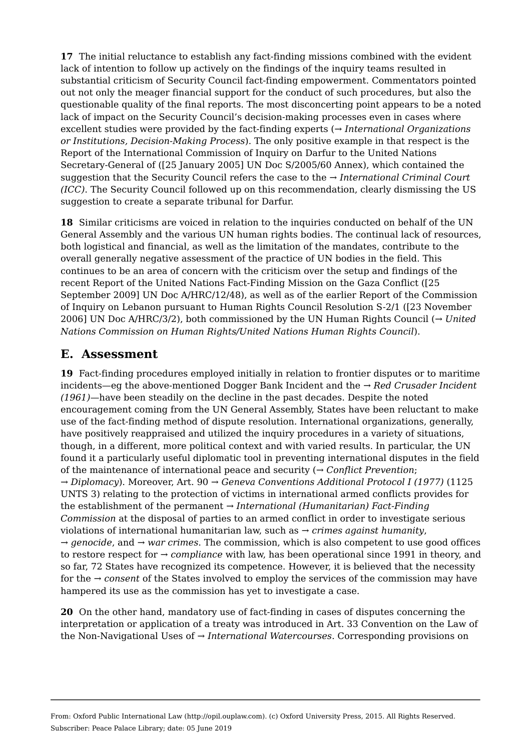**17** The initial reluctance to establish any fact-finding missions combined with the evident lack of intention to follow up actively on the findings of the inquiry teams resulted in substantial criticism of Security Council fact-finding empowerment. Commentators pointed out not only the meager financial support for the conduct of such procedures, but also the questionable quality of the final reports. The most disconcerting point appears to be a noted lack of impact on the Security Council's decision-making processes even in cases where excellent studies were provided by the fact-finding experts (→ *International Organizations or Institutions, Decision-Making Process*). The only positive example in that respect is the Report of the International Commission of Inquiry on Darfur to the United Nations Secretary-General of ([25 January 2005] UN Doc S/2005/60 Annex), which contained the suggestion that the Security Council refers the case to the → *International Criminal Court (ICC)*. The Security Council followed up on this recommendation, clearly dismissing the US suggestion to create a separate tribunal for Darfur.

**18** Similar criticisms are voiced in relation to the inquiries conducted on behalf of the UN General Assembly and the various UN human rights bodies. The continual lack of resources, both logistical and financial, as well as the limitation of the mandates, contribute to the overall generally negative assessment of the practice of UN bodies in the field. This continues to be an area of concern with the criticism over the setup and findings of the recent Report of the United Nations Fact-Finding Mission on the Gaza Conflict ([25 September 2009] UN Doc A/HRC/12/48), as well as of the earlier Report of the Commission of Inquiry on Lebanon pursuant to Human Rights Council Resolution S-2/1 ([23 November 2006] UN Doc A/HRC/3/2), both commissioned by the UN Human Rights Council (→ *United Nations Commission on Human Rights/United Nations Human Rights Council*).

## E. Assessment

**19** Fact-finding procedures employed initially in relation to frontier disputes or to maritime incidents—eg the above-mentioned Dogger Bank Incident and the → *Red Crusader Incident (1961)*—have been steadily on the decline in the past decades. Despite the noted encouragement coming from the UN General Assembly, States have been reluctant to make use of the fact-finding method of dispute resolution. International organizations, generally, have positively reappraised and utilized the inquiry procedures in a variety of situations, though, in a different, more political context and with varied results. In particular, the UN found it a particularly useful diplomatic tool in preventing international disputes in the field of the maintenance of international peace and security (→ *Conflict Prevention*; → *Diplomacy*). Moreover, Art. 90 → *Geneva Conventions Additional Protocol I (1977)* (1125 UNTS 3) relating to the protection of victims in international armed conflicts provides for the establishment of the permanent → *International (Humanitarian) Fact-Finding Commission* at the disposal of parties to an armed conflict in order to investigate serious violations of international humanitarian law, such as → *crimes against humanity*, → *genocide*, and → *war crimes*. The commission, which is also competent to use good offices to restore respect for → *compliance* with law, has been operational since 1991 in theory, and so far, 72 States have recognized its competence. However, it is believed that the necessity for the → *consent* of the States involved to employ the services of the commission may have hampered its use as the commission has yet to investigate a case.

**20** On the other hand, mandatory use of fact-finding in cases of disputes concerning the interpretation or application of a treaty was introduced in Art. 33 Convention on the Law of the Non-Navigational Uses of → *International Watercourses*. Corresponding provisions on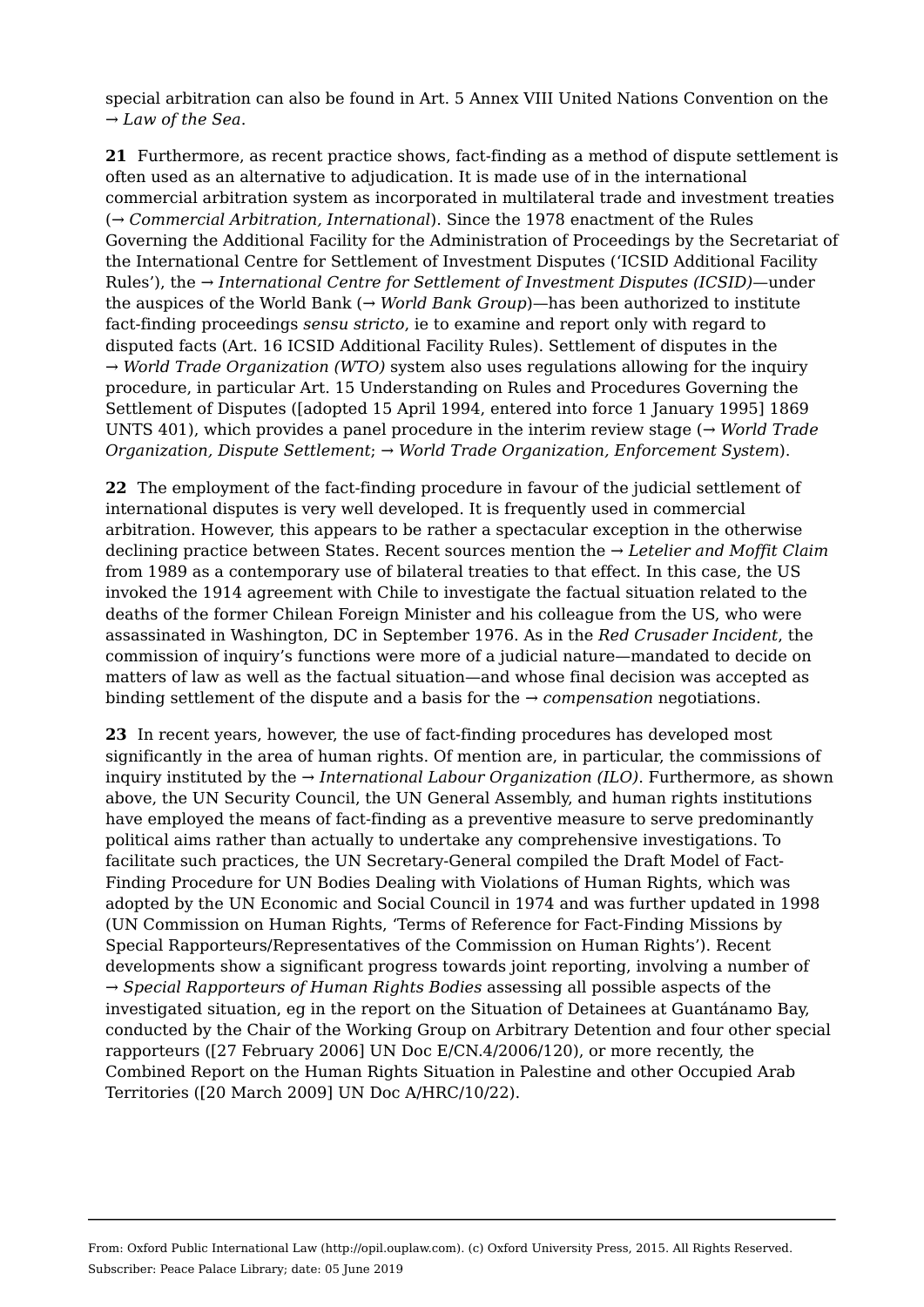special arbitration can also be found in Art. 5 Annex VIII United Nations Convention on the → *Law of the Sea*.

**21** Furthermore, as recent practice shows, fact-finding as a method of dispute settlement is often used as an alternative to adjudication. It is made use of in the international commercial arbitration system as incorporated in multilateral trade and investment treaties (→ *Commercial Arbitration, International*). Since the 1978 enactment of the Rules Governing the Additional Facility for the Administration of Proceedings by the Secretariat of the International Centre for Settlement of Investment Disputes ('ICSID Additional Facility Rules'), the → *International Centre for Settlement of Investment Disputes (ICSID)*—under the auspices of the World Bank (→ *World Bank Group*)—has been authorized to institute fact-finding proceedings *sensu stricto*, ie to examine and report only with regard to disputed facts (Art. 16 ICSID Additional Facility Rules). Settlement of disputes in the → *World Trade Organization (WTO)* system also uses regulations allowing for the inquiry procedure, in particular Art. 15 Understanding on Rules and Procedures Governing the Settlement of Disputes ([adopted 15 April 1994, entered into force 1 January 1995] 1869 UNTS 401), which provides a panel procedure in the interim review stage (→ *World Trade Organization, Dispute Settlement*; → *World Trade Organization, Enforcement System*).

**22** The employment of the fact-finding procedure in favour of the judicial settlement of international disputes is very well developed. It is frequently used in commercial arbitration. However, this appears to be rather a spectacular exception in the otherwise declining practice between States. Recent sources mention the → *Letelier and Moffit Claim* from 1989 as a contemporary use of bilateral treaties to that effect. In this case, the US invoked the 1914 agreement with Chile to investigate the factual situation related to the deaths of the former Chilean Foreign Minister and his colleague from the US, who were assassinated in Washington, DC in September 1976. As in the *Red Crusader Incident*, the commission of inquiry's functions were more of a judicial nature—mandated to decide on matters of law as well as the factual situation—and whose final decision was accepted as binding settlement of the dispute and a basis for the → *compensation* negotiations.

**23** In recent years, however, the use of fact-finding procedures has developed most significantly in the area of human rights. Of mention are, in particular, the commissions of inquiry instituted by the → *International Labour Organization (ILO)*. Furthermore, as shown above, the UN Security Council, the UN General Assembly, and human rights institutions have employed the means of fact-finding as a preventive measure to serve predominantly political aims rather than actually to undertake any comprehensive investigations. To facilitate such practices, the UN Secretary-General compiled the Draft Model of Fact-Finding Procedure for UN Bodies Dealing with Violations of Human Rights, which was adopted by the UN Economic and Social Council in 1974 and was further updated in 1998 (UN Commission on Human Rights, 'Terms of Reference for Fact-Finding Missions by Special Rapporteurs/Representatives of the Commission on Human Rights'). Recent developments show a significant progress towards joint reporting, involving a number of → *Special Rapporteurs of Human Rights Bodies* assessing all possible aspects of the investigated situation, eg in the report on the Situation of Detainees at Guantánamo Bay, conducted by the Chair of the Working Group on Arbitrary Detention and four other special rapporteurs ([27 February 2006] UN Doc E/CN.4/2006/120), or more recently, the Combined Report on the Human Rights Situation in Palestine and other Occupied Arab Territories ([20 March 2009] UN Doc A/HRC/10/22).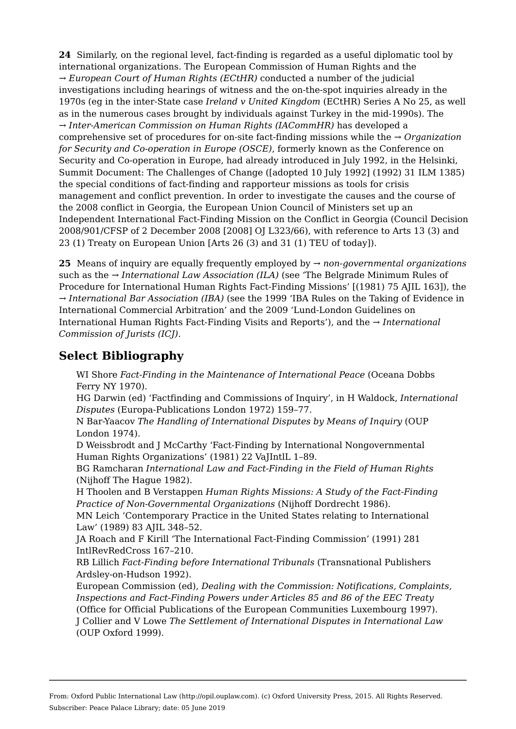**24** Similarly, on the regional level, fact-finding is regarded as a useful diplomatic tool by international organizations. The European Commission of Human Rights and the → *European Court of Human Rights (ECtHR)* conducted a number of the judicial investigations including hearings of witness and the on-the-spot inquiries already in the 1970s (eg in the inter-State case *Ireland v United Kingdom* (ECtHR) Series A No 25, as well as in the numerous cases brought by individuals against Turkey in the mid-1990s). The → *Inter-American Commission on Human Rights (IACommHR)* has developed a comprehensive set of procedures for on-site fact-finding missions while the → *Organization for Security and Co-operation in Europe (OSCE)*, formerly known as the Conference on Security and Co-operation in Europe, had already introduced in July 1992, in the Helsinki, Summit Document: The Challenges of Change ([adopted 10 July 1992] (1992) 31 ILM 1385) the special conditions of fact-finding and rapporteur missions as tools for crisis management and conflict prevention. In order to investigate the causes and the course of the 2008 conflict in Georgia, the European Union Council of Ministers set up an Independent International Fact-Finding Mission on the Conflict in Georgia (Council Decision 2008/901/CFSP of 2 December 2008 [2008] OJ L323/66), with reference to Arts 13 (3) and 23 (1) Treaty on European Union [Arts 26 (3) and 31 (1) TEU of today]).

**25** Means of inquiry are equally frequently employed by → *non-governmental organizations* such as the → *International Law Association (ILA)* (see 'The Belgrade Minimum Rules of Procedure for International Human Rights Fact-Finding Missions' [(1981) 75 AJIL 163]), the → *International Bar Association (IBA)* (see the 1999 'IBA Rules on the Taking of Evidence in International Commercial Arbitration' and the 2009 'Lund-London Guidelines on International Human Rights Fact-Finding Visits and Reports'), and the → *International Commission of Jurists (ICJ)*.

## Select Bibliography

WI Shore *Fact-Finding in the Maintenance of International Peace* (Oceana Dobbs Ferry NY 1970).

HG Darwin (ed) 'Factfinding and Commissions of Inquiry', in H Waldock, *International Disputes* (Europa-Publications London 1972) 159–77.

N Bar-Yaacov *The Handling of International Disputes by Means of Inquiry* (OUP London 1974).

D Weissbrodt and J McCarthy 'Fact-Finding by International Nongovernmental Human Rights Organizations' (1981) 22 VaJIntlL 1–89.

BG Ramcharan *International Law and Fact-Finding in the Field of Human Rights* (Nijhoff The Hague 1982).

H Thoolen and B Verstappen *Human Rights Missions: A Study of the Fact-Finding Practice of Non-Governmental Organizations* (Nijhoff Dordrecht 1986).

MN Leich 'Contemporary Practice in the United States relating to International Law' (1989) 83 AJIL 348–52.

JA Roach and F Kirill 'The International Fact-Finding Commission' (1991) 281 IntlRevRedCross 167–210.

RB Lillich *Fact-Finding before International Tribunals* (Transnational Publishers Ardsley-on-Hudson 1992).

European Commission (ed), *Dealing with the Commission: Notifications, Complaints, Inspections and Fact-Finding Powers under Articles 85 and 86 of the EEC Treaty* (Office for Official Publications of the European Communities Luxembourg 1997).

J Collier and V Lowe *The Settlement of International Disputes in International Law* (OUP Oxford 1999).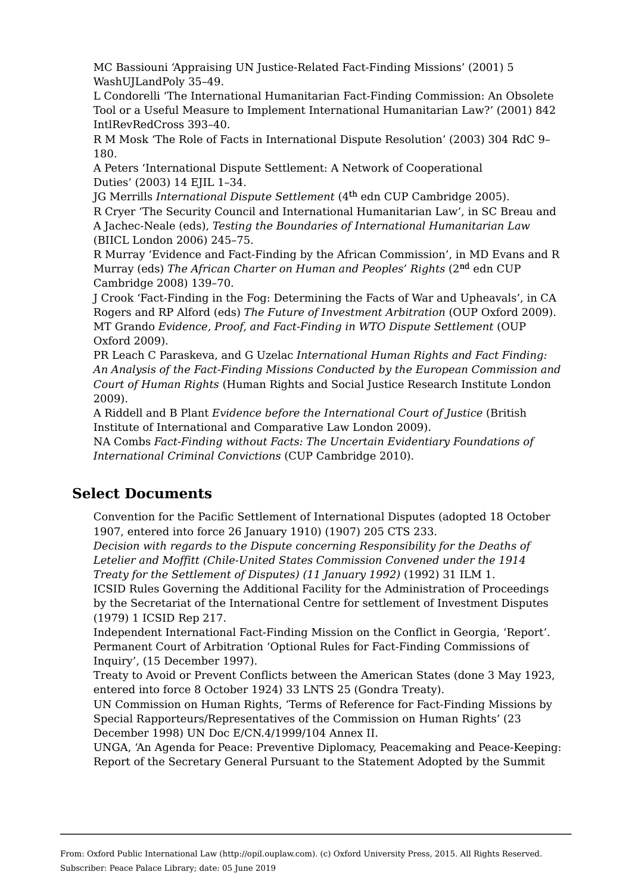MC Bassiouni 'Appraising UN Justice-Related Fact-Finding Missions' (2001) 5 WashUJLandPoly 35–49.

L Condorelli 'The International Humanitarian Fact-Finding Commission: An Obsolete Tool or a Useful Measure to Implement International Humanitarian Law?' (2001) 842 IntlRevRedCross 393–40.

R M Mosk 'The Role of Facts in International Dispute Resolution' (2003) 304 RdC 9–180.

A Peters 'International Dispute Settlement: A Network of Cooperational Duties' (2003) 14 EJIL 1–34.

JG Merrills *International Dispute Settlement* (4th edn CUP Cambridge 2005).

R Cryer 'The Security Council and International Humanitarian Law', in SC Breau and A Jachec-Neale (eds), *Testing the Boundaries of International Humanitarian Law* (BIICL London 2006) 245–75.

R Murray 'Evidence and Fact-Finding by the African Commission', in MD Evans and R Murray (eds) *The African Charter on Human and Peoples' Rights* (2nd edn CUP Cambridge 2008) 139–70.

J Crook 'Fact-Finding in the Fog: Determining the Facts of War and Upheavals', in CA Rogers and RP Alford (eds) *The Future of Investment Arbitration* (OUP Oxford 2009).

MT Grando *Evidence, Proof, and Fact-Finding in WTO Dispute Settlement* (OUP Oxford 2009).

PR Leach C Paraskeva, and G Uzelac *International Human Rights and Fact Finding: An Analysis of the Fact-Finding Missions Conducted by the European Commission and Court of Human Rights* (Human Rights and Social Justice Research Institute London 2009).

A Riddell and B Plant *Evidence before the International Court of Justice* (British Institute of International and Comparative Law London 2009).

NA Combs *Fact-Finding without Facts: The Uncertain Evidentiary Foundations of International Criminal Convictions* (CUP Cambridge 2010).

## Select Documents

Convention for the Pacific Settlement of International Disputes (adopted 18 October 1907, entered into force 26 January 1910) (1907) 205 CTS 233.

*Decision with regards to the Dispute concerning Responsibility for the Deaths of Letelier and Moffitt (Chile-United States Commission Convened under the 1914 Treaty for the Settlement of Disputes) (11 January 1992)* (1992) 31 ILM 1.

ICSID Rules Governing the Additional Facility for the Administration of Proceedings by the Secretariat of the International Centre for settlement of Investment Disputes (1979) 1 ICSID Rep 217.

Independent International Fact-Finding Mission on the Conflict in Georgia, 'Report'.

Permanent Court of Arbitration 'Optional Rules for Fact-Finding Commissions of Inquiry', (15 December 1997).

Treaty to Avoid or Prevent Conflicts between the American States (done 3 May 1923, entered into force 8 October 1924) 33 LNTS 25 (Gondra Treaty).

UN Commission on Human Rights, 'Terms of Reference for Fact-Finding Missions by Special Rapporteurs/Representatives of the Commission on Human Rights' (23 December 1998) UN Doc E/CN.4/1999/104 Annex II.

UNGA, 'An Agenda for Peace: Preventive Diplomacy, Peacemaking and Peace-Keeping: Report of the Secretary General Pursuant to the Statement Adopted by the Summit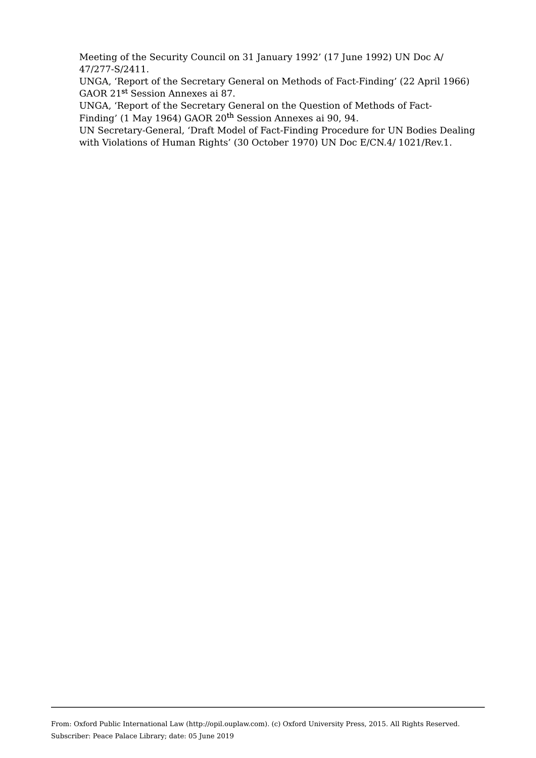Meeting of the Security Council on 31 January 1992' (17 June 1992) UN Doc A/47/277-S/2411.

UNGA, 'Report of the Secretary General on Methods of Fact-Finding' (22 April 1966) GAOR 21st Session Annexes ai 87.

UNGA, 'Report of the Secretary General on the Question of Methods of Fact-Finding' (1 May 1964) GAOR 20th Session Annexes ai 90, 94.

UN Secretary-General, 'Draft Model of Fact-Finding Procedure for UN Bodies Dealing with Violations of Human Rights' (30 October 1970) UN Doc E/CN.4/ 1021/Rev.1.